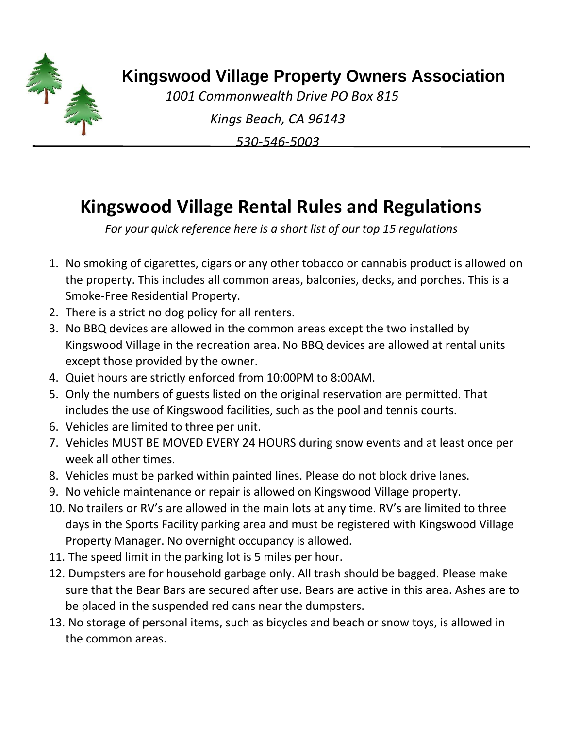**Kingswood Village Property Owners Association**

*1001 Commonwealth Drive PO Box 815*

*Kings Beach, CA 96143*

*530-546-5003*

# Kingswood Village Rental Rules and Regulations

*For your quick reference here is a short list of our top 15 regulations*

1. No smoking of cigarettes, cigars or any other tobacco or cannabis product is allowed on the property. This includes all common areas, balconies, decks, and porches. This is a Smoke-Free Residential Property.
2. There is a strict no dog policy for all renters.
3. No BBQ devices are allowed in the common areas except the two installed by Kingswood Village in the recreation area. No BBQ devices are allowed at rental units except those provided by the owner.
4. Quiet hours are strictly enforced from 10:00PM to 8:00AM.
5. Only the numbers of guests listed on the original reservation are permitted. That includes the use of Kingswood facilities, such as the pool and tennis courts.
6. Vehicles are limited to three per unit.
7. Vehicles MUST BE MOVED EVERY 24 HOURS during snow events and at least once per week all other times.
8. Vehicles must be parked within painted lines. Please do not block drive lanes.
9. No vehicle maintenance or repair is allowed on Kingswood Village property.
10. No trailers or RV's are allowed in the main lots at any time. RV's are limited to three days in the Sports Facility parking area and must be registered with Kingswood Village Property Manager. No overnight occupancy is allowed.
11. The speed limit in the parking lot is 5 miles per hour.
12. Dumpsters are for household garbage only. All trash should be bagged. Please make sure that the Bear Bars are secured after use. Bears are active in this area. Ashes are to be placed in the suspended red cans near the dumpsters.
13. No storage of personal items, such as bicycles and beach or snow toys, is allowed in the common areas.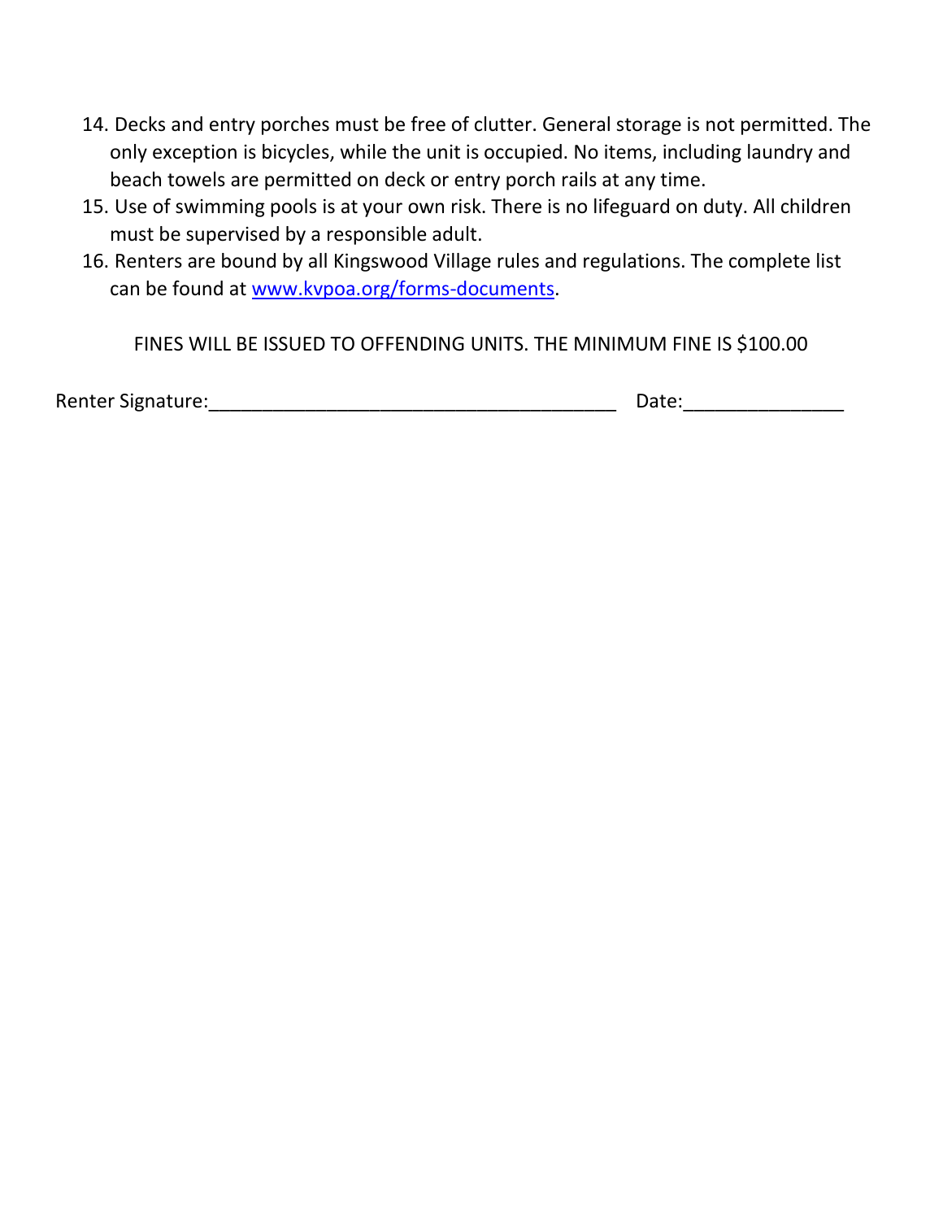14. Decks and entry porches must be free of clutter. General storage is not permitted. The only exception is bicycles, while the unit is occupied. No items, including laundry and beach towels are permitted on deck or entry porch rails at any time.
15. Use of swimming pools is at your own risk. There is no lifeguard on duty. All children must be supervised by a responsible adult.
16. Renters are bound by all Kingswood Village rules and regulations. The complete list can be found at [www.kvpoa.org/forms-documents](http://www.kvpoa.org/forms-documents).

FINES WILL BE ISSUED TO OFFENDING UNITS. THE MINIMUM FINE IS $100.00

Renter Signature:_______________________________________ Date:_______________